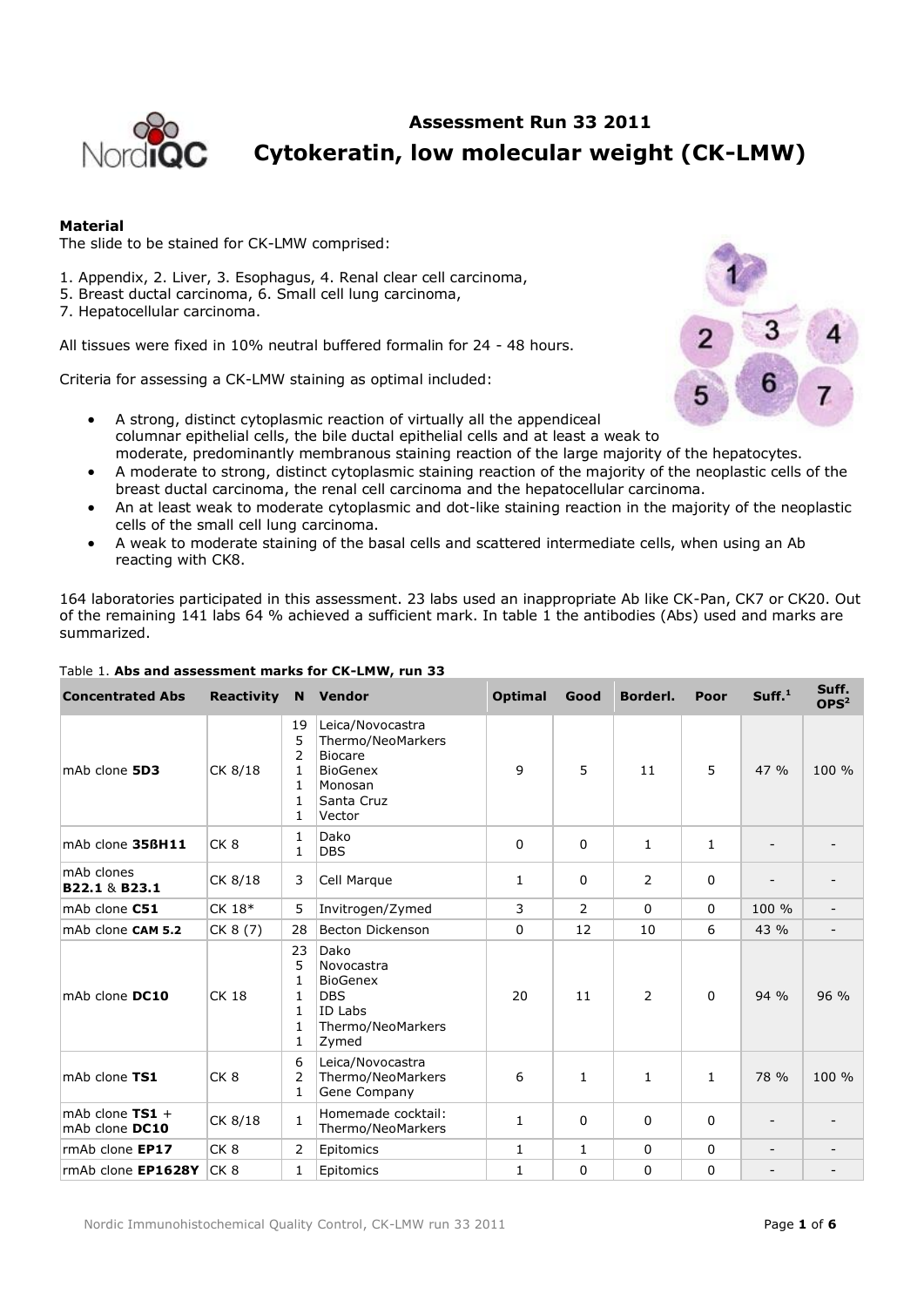# Assessment Run 33 2011

## Cytokeratin, low molecular weight (CK-LMW)

**Material**

The slide to be stained for CK-LMW comprised:

1. Appendix, 2. Liver, 3. Esophagus, 4. Renal clear cell carcinoma,
5. Breast ductal carcinoma, 6. Small cell lung carcinoma,
7. Hepatocellular carcinoma.

All tissues were fixed in 10% neutral buffered formalin for 24 - 48 hours.

Criteria for assessing a CK-LMW staining as optimal included:

- A strong, distinct cytoplasmic reaction of virtually all the appendiceal columnar epithelial cells, the bile ductal epithelial cells and at least a weak to moderate, predominantly membranous staining reaction of the large majority of the hepatocytes.
- A moderate to strong, distinct cytoplasmic staining reaction of the majority of the neoplastic cells of the breast ductal carcinoma, the renal cell carcinoma and the hepatocellular carcinoma.
- An at least weak to moderate cytoplasmic and dot-like staining reaction in the majority of the neoplastic cells of the small cell lung carcinoma.
- A weak to moderate staining of the basal cells and scattered intermediate cells, when using an Ab reacting with CK8.

164 laboratories participated in this assessment. 23 labs used an inappropriate Ab like CK-Pan, CK7 or CK20. Out of the remaining 141 labs 64 % achieved a sufficient mark. In table 1 the antibodies (Abs) used and marks are summarized.

Table 1. **Abs and assessment marks for CK-LMW, run 33**

| Concentrated Abs | Reactivity | N | Vendor | Optimal | Good | Borderl. | Poor | Suff.[1] | Suff. OPS[2] |
|---|---|---|---|---|---|---|---|---|---|
| mAb clone **5D3** | CK 8/18 | 19<br>5<br>2<br>1<br>1<br>1<br>1 | Leica/Novocastra<br>Thermo/NeoMarkers<br>Biocare<br>BioGenex<br>Monosan<br>Santa Cruz<br>Vector | 9 | 5 | 11 | 5 | 47 % | 100 % |
| mAb clone **35ßH11** | CK 8 | 1<br>1 | Dako<br>DBS | 0 | 0 | 1 | 1 | - | - |
| mAb clones **B22.1** & **B23.1** | CK 8/18 | 3 | Cell Marque | 1 | 0 | 2 | 0 | - | - |
| mAb clone **C51** | CK 18* | 5 | Invitrogen/Zymed | 3 | 2 | 0 | 0 | 100 % | - |
| mAb clone **CAM 5.2** | CK 8 (7) | 28 | Becton Dickenson | 0 | 12 | 10 | 6 | 43 % | - |
| mAb clone **DC10** | CK 18 | 23<br>5<br>1<br>1<br>1<br>1<br>1 | Dako<br>Novocastra<br>BioGenex<br>DBS<br>ID Labs<br>Thermo/NeoMarkers<br>Zymed | 20 | 11 | 2 | 0 | 94 % | 96 % |
| mAb clone **TS1** | CK 8 | 6<br>2<br>1 | Leica/Novocastra<br>Thermo/NeoMarkers<br>Gene Company | 6 | 1 | 1 | 1 | 78 % | 100 % |
| mAb clone **TS1** + mAb clone **DC10** | CK 8/18 | 1 | Homemade cocktail: Thermo/NeoMarkers | 1 | 0 | 0 | 0 | - | - |
| rmAb clone **EP17** | CK 8 | 2 | Epitomics | 1 | 1 | 0 | 0 | - | - |
| rmAb clone **EP1628Y** | CK 8 | 1 | Epitomics | 1 | 0 | 0 | 0 | - | - |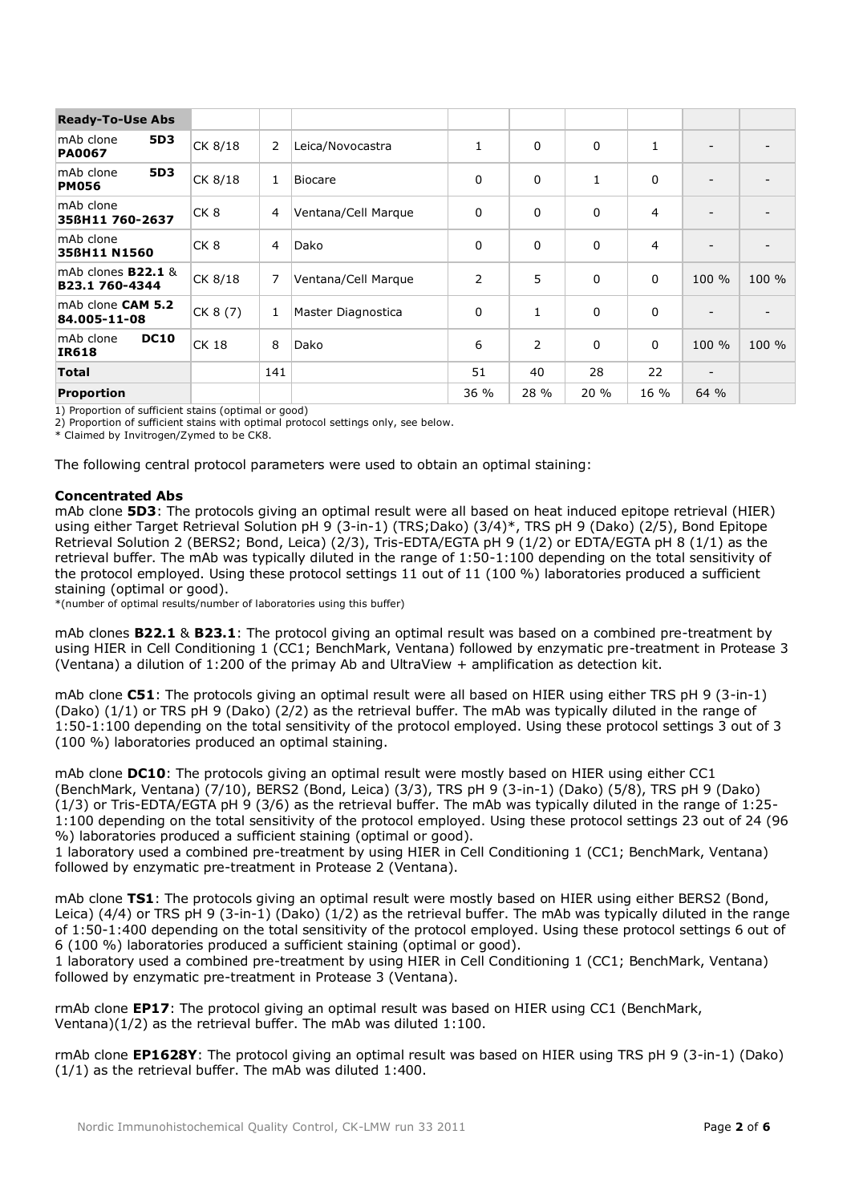| Ready-To-Use Abs | | | | | | | | | |
|---|---|---|---|---|---|---|---|---|---|
| mAb clone **5D3** **PA0067** | CK 8/18 | 2 | Leica/Novocastra | 1 | 0 | 0 | 1 | - | - |
| mAb clone **5D3** **PM056** | CK 8/18 | 1 | Biocare | 0 | 0 | 1 | 0 | - | - |
| mAb clone **35ßH11 760-2637** | CK 8 | 4 | Ventana/Cell Marque | 0 | 0 | 0 | 4 | - | - |
| mAb clone **35ßH11 N1560** | CK 8 | 4 | Dako | 0 | 0 | 0 | 4 | - | - |
| mAb clones **B22.1** & **B23.1 760-4344** | CK 8/18 | 7 | Ventana/Cell Marque | 2 | 5 | 0 | 0 | 100 % | 100 % |
| mAb clone **CAM 5.2** **84.005-11-08** | CK 8 (7) | 1 | Master Diagnostica | 0 | 1 | 0 | 0 | - | - |
| mAb clone **DC10** **IR618** | CK 18 | 8 | Dako | 6 | 2 | 0 | 0 | 100 % | 100 % |
| **Total** | | 141 | | 51 | 40 | 28 | 22 | - | |
| **Proportion** | | | | 36 % | 28 % | 20 % | 16 % | 64 % | |

1) Proportion of sufficient stains (optimal or good)
2) Proportion of sufficient stains with optimal protocol settings only, see below.
* Claimed by Invitrogen/Zymed to be CK8.

The following central protocol parameters were used to obtain an optimal staining:

**Concentrated Abs**
mAb clone **5D3**: The protocols giving an optimal result were all based on heat induced epitope retrieval (HIER) using either Target Retrieval Solution pH 9 (3-in-1) (TRS;Dako) (3/4)*, TRS pH 9 (Dako) (2/5), Bond Epitope Retrieval Solution 2 (BERS2; Bond, Leica) (2/3), Tris-EDTA/EGTA pH 9 (1/2) or EDTA/EGTA pH 8 (1/1) as the retrieval buffer. The mAb was typically diluted in the range of 1:50-1:100 depending on the total sensitivity of the protocol employed. Using these protocol settings 11 out of 11 (100 %) laboratories produced a sufficient staining (optimal or good).
*(number of optimal results/number of laboratories using this buffer)

mAb clones **B22.1** & **B23.1**: The protocol giving an optimal result was based on a combined pre-treatment by using HIER in Cell Conditioning 1 (CC1; BenchMark, Ventana) followed by enzymatic pre-treatment in Protease 3 (Ventana) a dilution of 1:200 of the primay Ab and UltraView + amplification as detection kit.

mAb clone **C51**: The protocols giving an optimal result were all based on HIER using either TRS pH 9 (3-in-1) (Dako) (1/1) or TRS pH 9 (Dako) (2/2) as the retrieval buffer. The mAb was typically diluted in the range of 1:50-1:100 depending on the total sensitivity of the protocol employed. Using these protocol settings 3 out of 3 (100 %) laboratories produced an optimal staining.

mAb clone **DC10**: The protocols giving an optimal result were mostly based on HIER using either CC1 (BenchMark, Ventana) (7/10), BERS2 (Bond, Leica) (3/3), TRS pH 9 (3-in-1) (Dako) (5/8), TRS pH 9 (Dako) (1/3) or Tris-EDTA/EGTA pH 9 (3/6) as the retrieval buffer. The mAb was typically diluted in the range of 1:25-1:100 depending on the total sensitivity of the protocol employed. Using these protocol settings 23 out of 24 (96 %) laboratories produced a sufficient staining (optimal or good).
1 laboratory used a combined pre-treatment by using HIER in Cell Conditioning 1 (CC1; BenchMark, Ventana) followed by enzymatic pre-treatment in Protease 2 (Ventana).

mAb clone **TS1**: The protocols giving an optimal result were mostly based on HIER using either BERS2 (Bond, Leica) (4/4) or TRS pH 9 (3-in-1) (Dako) (1/2) as the retrieval buffer. The mAb was typically diluted in the range of 1:50-1:400 depending on the total sensitivity of the protocol employed. Using these protocol settings 6 out of 6 (100 %) laboratories produced a sufficient staining (optimal or good).
1 laboratory used a combined pre-treatment by using HIER in Cell Conditioning 1 (CC1; BenchMark, Ventana) followed by enzymatic pre-treatment in Protease 3 (Ventana).

rmAb clone **EP17**: The protocol giving an optimal result was based on HIER using CC1 (BenchMark, Ventana)(1/2) as the retrieval buffer. The mAb was diluted 1:100.

rmAb clone **EP1628Y**: The protocol giving an optimal result was based on HIER using TRS pH 9 (3-in-1) (Dako) (1/1) as the retrieval buffer. The mAb was diluted 1:400.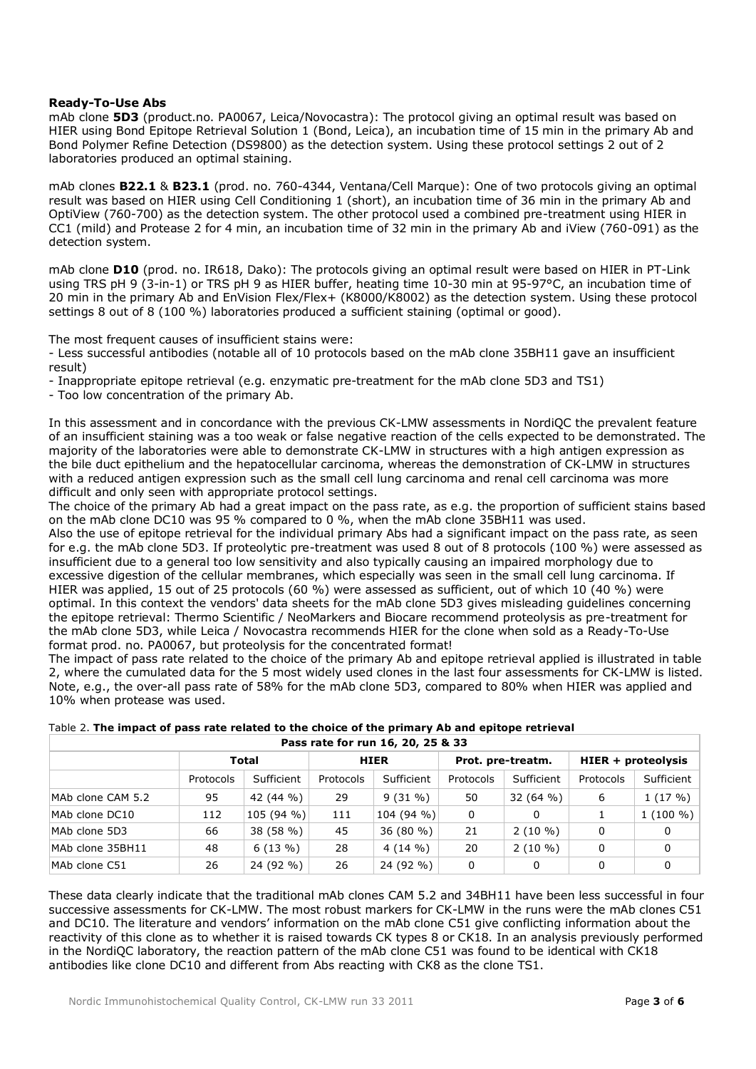**Ready-To-Use Abs**

mAb clone **5D3** (product.no. PA0067, Leica/Novocastra): The protocol giving an optimal result was based on HIER using Bond Epitope Retrieval Solution 1 (Bond, Leica), an incubation time of 15 min in the primary Ab and Bond Polymer Refine Detection (DS9800) as the detection system. Using these protocol settings 2 out of 2 laboratories produced an optimal staining.

mAb clones **B22.1** & **B23.1** (prod. no. 760-4344, Ventana/Cell Marque): One of two protocols giving an optimal result was based on HIER using Cell Conditioning 1 (short), an incubation time of 36 min in the primary Ab and OptiView (760-700) as the detection system. The other protocol used a combined pre-treatment using HIER in CC1 (mild) and Protease 2 for 4 min, an incubation time of 32 min in the primary Ab and iView (760-091) as the detection system.

mAb clone **D10** (prod. no. IR618, Dako): The protocols giving an optimal result were based on HIER in PT-Link using TRS pH 9 (3-in-1) or TRS pH 9 as HIER buffer, heating time 10-30 min at 95-97°C, an incubation time of 20 min in the primary Ab and EnVision Flex/Flex+ (K8000/K8002) as the detection system. Using these protocol settings 8 out of 8 (100 %) laboratories produced a sufficient staining (optimal or good).

The most frequent causes of insufficient stains were:
- Less successful antibodies (notable all of 10 protocols based on the mAb clone 35BH11 gave an insufficient result)
- Inappropriate epitope retrieval (e.g. enzymatic pre-treatment for the mAb clone 5D3 and TS1)
- Too low concentration of the primary Ab.

In this assessment and in concordance with the previous CK-LMW assessments in NordiQC the prevalent feature of an insufficient staining was a too weak or false negative reaction of the cells expected to be demonstrated. The majority of the laboratories were able to demonstrate CK-LMW in structures with a high antigen expression as the bile duct epithelium and the hepatocellular carcinoma, whereas the demonstration of CK-LMW in structures with a reduced antigen expression such as the small cell lung carcinoma and renal cell carcinoma was more difficult and only seen with appropriate protocol settings.
The choice of the primary Ab had a great impact on the pass rate, as e.g. the proportion of sufficient stains based on the mAb clone DC10 was 95 % compared to 0 %, when the mAb clone 35BH11 was used.
Also the use of epitope retrieval for the individual primary Abs had a significant impact on the pass rate, as seen for e.g. the mAb clone 5D3. If proteolytic pre-treatment was used 8 out of 8 protocols (100 %) were assessed as insufficient due to a general too low sensitivity and also typically causing an impaired morphology due to excessive digestion of the cellular membranes, which especially was seen in the small cell lung carcinoma. If HIER was applied, 15 out of 25 protocols (60 %) were assessed as sufficient, out of which 10 (40 %) were optimal. In this context the vendors' data sheets for the mAb clone 5D3 gives misleading guidelines concerning the epitope retrieval: Thermo Scientific / NeoMarkers and Biocare recommend proteolysis as pre-treatment for the mAb clone 5D3, while Leica / Novocastra recommends HIER for the clone when sold as a Ready-To-Use format prod. no. PA0067, but proteolysis for the concentrated format!
The impact of pass rate related to the choice of the primary Ab and epitope retrieval applied is illustrated in table 2, where the cumulated data for the 5 most widely used clones in the last four assessments for CK-LMW is listed. Note, e.g., the over-all pass rate of 58% for the mAb clone 5D3, compared to 80% when HIER was applied and 10% when protease was used.

Table 2. **The impact of pass rate related to the choice of the primary Ab and epitope retrieval**

| Pass rate for run 16, 20, 25 & 33 | | | | | | | | |
|---|---|---|---|---|---|---|---|---|
| | **Total** | | **HIER** | | **Prot. pre-treatm.** | | **HIER + proteolysis** | |
| | Protocols | Sufficient | Protocols | Sufficient | Protocols | Sufficient | Protocols | Sufficient |
| MAb clone CAM 5.2 | 95 | 42 (44 %) | 29 | 9 (31 %) | 50 | 32 (64 %) | 6 | 1 (17 %) |
| MAb clone DC10 | 112 | 105 (94 %) | 111 | 104 (94 %) | 0 | 0 | 1 | 1 (100 %) |
| MAb clone 5D3 | 66 | 38 (58 %) | 45 | 36 (80 %) | 21 | 2 (10 %) | 0 | 0 |
| MAb clone 35BH11 | 48 | 6 (13 %) | 28 | 4 (14 %) | 20 | 2 (10 %) | 0 | 0 |
| MAb clone C51 | 26 | 24 (92 %) | 26 | 24 (92 %) | 0 | 0 | 0 | 0 |

These data clearly indicate that the traditional mAb clones CAM 5.2 and 34BH11 have been less successful in four successive assessments for CK-LMW. The most robust markers for CK-LMW in the runs were the mAb clones C51 and DC10. The literature and vendors' information on the mAb clone C51 give conflicting information about the reactivity of this clone as to whether it is raised towards CK types 8 or CK18. In an analysis previously performed in the NordiQC laboratory, the reaction pattern of the mAb clone C51 was found to be identical with CK18 antibodies like clone DC10 and different from Abs reacting with CK8 as the clone TS1.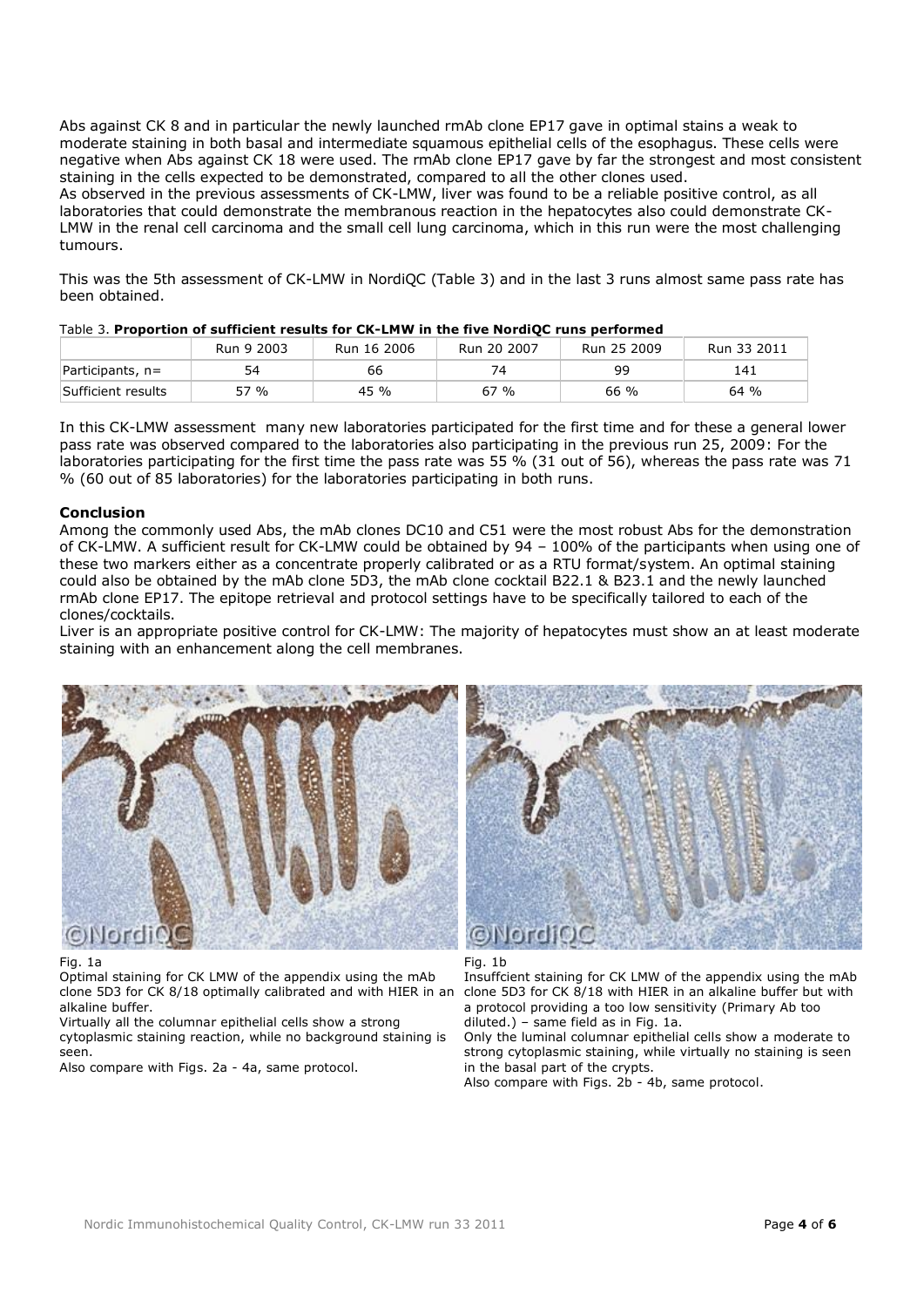Abs against CK 8 and in particular the newly launched rmAb clone EP17 gave in optimal stains a weak to moderate staining in both basal and intermediate squamous epithelial cells of the esophagus. These cells were negative when Abs against CK 18 were used. The rmAb clone EP17 gave by far the strongest and most consistent staining in the cells expected to be demonstrated, compared to all the other clones used.
As observed in the previous assessments of CK-LMW, liver was found to be a reliable positive control, as all laboratories that could demonstrate the membranous reaction in the hepatocytes also could demonstrate CK-LMW in the renal cell carcinoma and the small cell lung carcinoma, which in this run were the most challenging tumours.

This was the 5th assessment of CK-LMW in NordiQC (Table 3) and in the last 3 runs almost same pass rate has been obtained.

Table 3. **Proportion of sufficient results for CK-LMW in the five NordiQC runs performed**

| | Run 9 2003 | Run 16 2006 | Run 20 2007 | Run 25 2009 | Run 33 2011 |
|---|---|---|---|---|---|
| Participants, n= | 54 | 66 | 74 | 99 | 141 |
| Sufficient results | 57 % | 45 % | 67 % | 66 % | 64 % |

In this CK-LMW assessment many new laboratories participated for the first time and for these a general lower pass rate was observed compared to the laboratories also participating in the previous run 25, 2009: For the laboratories participating for the first time the pass rate was 55 % (31 out of 56), whereas the pass rate was 71 % (60 out of 85 laboratories) for the laboratories participating in both runs.

**Conclusion**

Among the commonly used Abs, the mAb clones DC10 and C51 were the most robust Abs for the demonstration of CK-LMW. A sufficient result for CK-LMW could be obtained by 94 – 100% of the participants when using one of these two markers either as a concentrate properly calibrated or as a RTU format/system. An optimal staining could also be obtained by the mAb clone 5D3, the mAb clone cocktail B22.1 & B23.1 and the newly launched rmAb clone EP17. The epitope retrieval and protocol settings have to be specifically tailored to each of the clones/cocktails.
Liver is an appropriate positive control for CK-LMW: The majority of hepatocytes must show an at least moderate staining with an enhancement along the cell membranes.

Fig. 1a
Optimal staining for CK LMW of the appendix using the mAb clone 5D3 for CK 8/18 optimally calibrated and with HIER in an alkaline buffer.
Virtually all the columnar epithelial cells show a strong cytoplasmic staining reaction, while no background staining is seen.
Also compare with Figs. 2a - 4a, same protocol.

Fig. 1b
Insuffcient staining for CK LMW of the appendix using the mAb clone 5D3 for CK 8/18 with HIER in an alkaline buffer but with a protocol providing a too low sensitivity (Primary Ab too diluted.) – same field as in Fig. 1a.
Only the luminal columnar epithelial cells show a moderate to strong cytoplasmic staining, while virtually no staining is seen in the basal part of the crypts.
Also compare with Figs. 2b - 4b, same protocol.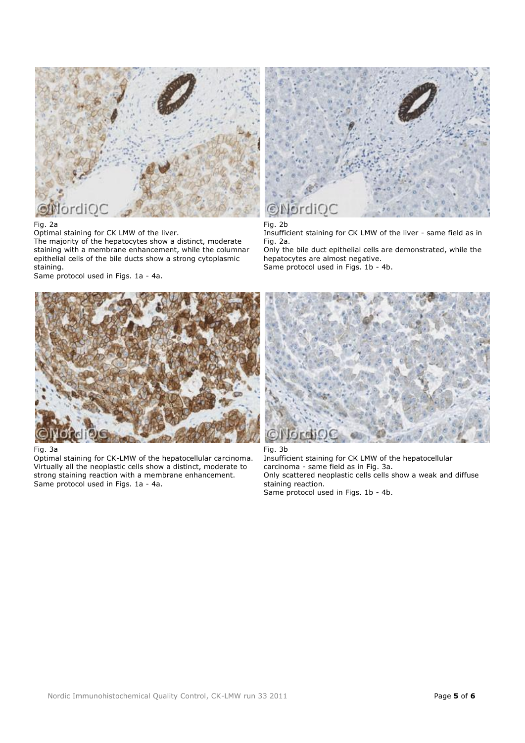Fig. 2a
Optimal staining for CK LMW of the liver.
The majority of the hepatocytes show a distinct, moderate staining with a membrane enhancement, while the columnar epithelial cells of the bile ducts show a strong cytoplasmic staining.
Same protocol used in Figs. 1a - 4a.

Fig. 2b
Insufficient staining for CK LMW of the liver - same field as in Fig. 2a.
Only the bile duct epithelial cells are demonstrated, while the hepatocytes are almost negative.
Same protocol used in Figs. 1b - 4b.

Fig. 3a
Optimal staining for CK-LMW of the hepatocellular carcinoma. Virtually all the neoplastic cells show a distinct, moderate to strong staining reaction with a membrane enhancement.
Same protocol used in Figs. 1a - 4a.

Fig. 3b
Insufficient staining for CK LMW of the hepatocellular carcinoma - same field as in Fig. 3a.
Only scattered neoplastic cells cells show a weak and diffuse staining reaction.
Same protocol used in Figs. 1b - 4b.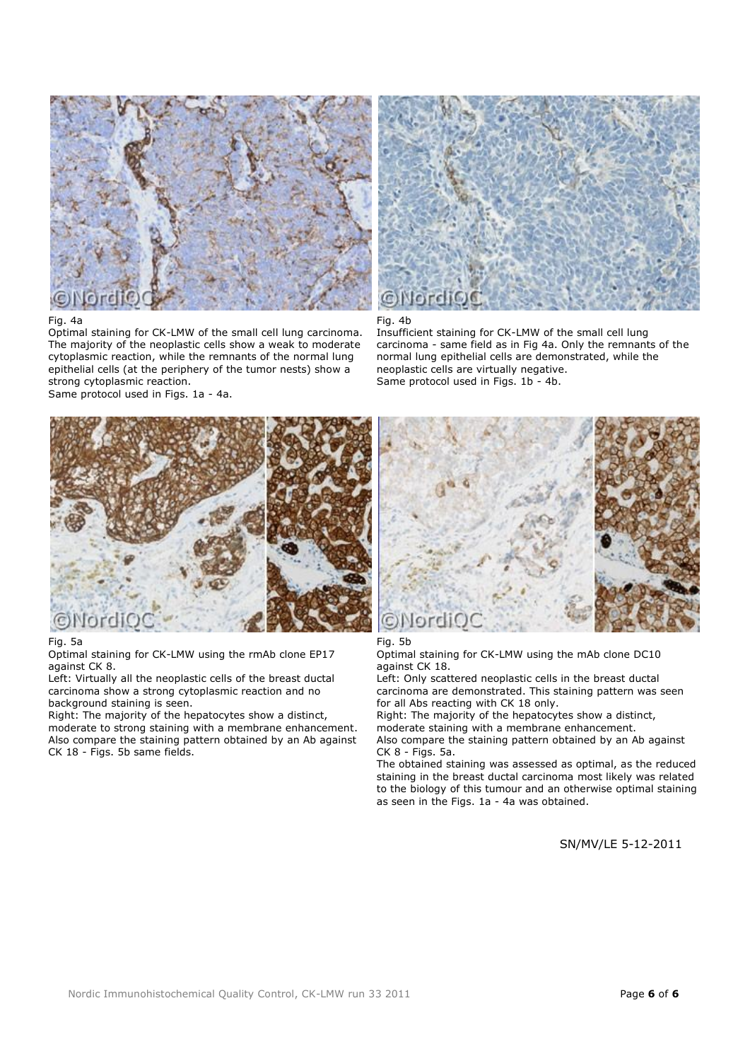Fig. 4a
Optimal staining for CK-LMW of the small cell lung carcinoma. The majority of the neoplastic cells show a weak to moderate cytoplasmic reaction, while the remnants of the normal lung epithelial cells (at the periphery of the tumor nests) show a strong cytoplasmic reaction.
Same protocol used in Figs. 1a - 4a.

Fig. 4b
Insufficient staining for CK-LMW of the small cell lung carcinoma - same field as in Fig 4a. Only the remnants of the normal lung epithelial cells are demonstrated, while the neoplastic cells are virtually negative.
Same protocol used in Figs. 1b - 4b.

Fig. 5a
Optimal staining for CK-LMW using the rmAb clone EP17 against CK 8.
Left: Virtually all the neoplastic cells of the breast ductal carcinoma show a strong cytoplasmic reaction and no background staining is seen.
Right: The majority of the hepatocytes show a distinct, moderate to strong staining with a membrane enhancement.
Also compare the staining pattern obtained by an Ab against CK 18 - Figs. 5b same fields.

Fig. 5b
Optimal staining for CK-LMW using the mAb clone DC10 against CK 18.
Left: Only scattered neoplastic cells in the breast ductal carcinoma are demonstrated. This staining pattern was seen for all Abs reacting with CK 18 only.
Right: The majority of the hepatocytes show a distinct, moderate staining with a membrane enhancement.
Also compare the staining pattern obtained by an Ab against CK 8 - Figs. 5a.
The obtained staining was assessed as optimal, as the reduced staining in the breast ductal carcinoma most likely was related to the biology of this tumour and an otherwise optimal staining as seen in the Figs. 1a - 4a was obtained.

SN/MV/LE 5-12-2011